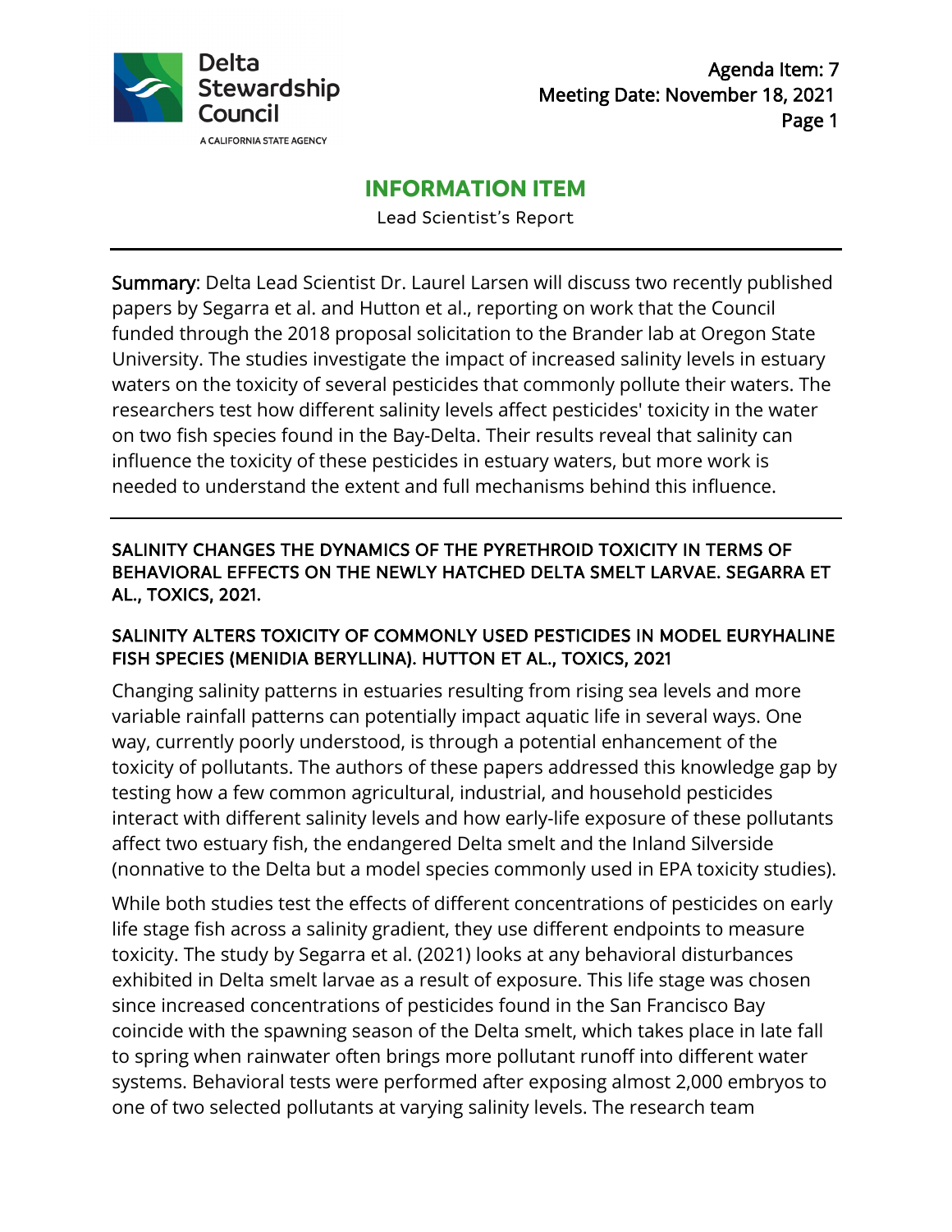Delta Stewardship Council

A CALIFORNIA STATE AGENCY

Agenda Item: 7
Meeting Date: November 18, 2021

# INFORMATION ITEM

Lead Scientist's Report

---

**Summary**: Delta Lead Scientist Dr. Laurel Larsen will discuss two recently published papers by Segarra et al. and Hutton et al., reporting on work that the Council funded through the 2018 proposal solicitation to the Brander lab at Oregon State University. The studies investigate the impact of increased salinity levels in estuary waters on the toxicity of several pesticides that commonly pollute their waters. The researchers test how different salinity levels affect pesticides' toxicity in the water on two fish species found in the Bay-Delta. Their results reveal that salinity can influence the toxicity of these pesticides in estuary waters, but more work is needed to understand the extent and full mechanisms behind this influence.

---

## SALINITY CHANGES THE DYNAMICS OF THE PYRETHROID TOXICITY IN TERMS OF BEHAVIORAL EFFECTS ON THE NEWLY HATCHED DELTA SMELT LARVAE. SEGARRA ET AL., TOXICS, 2021.

## SALINITY ALTERS TOXICITY OF COMMONLY USED PESTICIDES IN MODEL EURYHALINE FISH SPECIES (MENIDIA BERYLLINA). HUTTON ET AL., TOXICS, 2021

Changing salinity patterns in estuaries resulting from rising sea levels and more variable rainfall patterns can potentially impact aquatic life in several ways. One way, currently poorly understood, is through a potential enhancement of the toxicity of pollutants. The authors of these papers addressed this knowledge gap by testing how a few common agricultural, industrial, and household pesticides interact with different salinity levels and how early-life exposure of these pollutants affect two estuary fish, the endangered Delta smelt and the Inland Silverside (nonnative to the Delta but a model species commonly used in EPA toxicity studies).

While both studies test the effects of different concentrations of pesticides on early life stage fish across a salinity gradient, they use different endpoints to measure toxicity. The study by Segarra et al. (2021) looks at any behavioral disturbances exhibited in Delta smelt larvae as a result of exposure. This life stage was chosen since increased concentrations of pesticides found in the San Francisco Bay coincide with the spawning season of the Delta smelt, which takes place in late fall to spring when rainwater often brings more pollutant runoff into different water systems. Behavioral tests were performed after exposing almost 2,000 embryos to one of two selected pollutants at varying salinity levels. The research team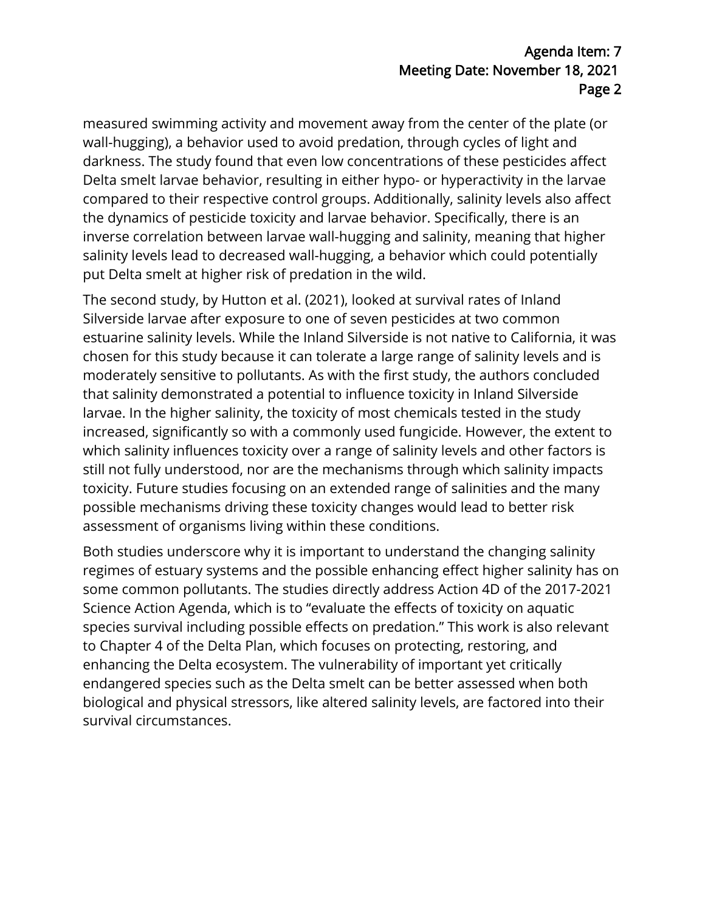measured swimming activity and movement away from the center of the plate (or wall-hugging), a behavior used to avoid predation, through cycles of light and darkness. The study found that even low concentrations of these pesticides affect Delta smelt larvae behavior, resulting in either hypo- or hyperactivity in the larvae compared to their respective control groups. Additionally, salinity levels also affect the dynamics of pesticide toxicity and larvae behavior. Specifically, there is an inverse correlation between larvae wall-hugging and salinity, meaning that higher salinity levels lead to decreased wall-hugging, a behavior which could potentially put Delta smelt at higher risk of predation in the wild.

The second study, by Hutton et al. (2021), looked at survival rates of Inland Silverside larvae after exposure to one of seven pesticides at two common estuarine salinity levels. While the Inland Silverside is not native to California, it was chosen for this study because it can tolerate a large range of salinity levels and is moderately sensitive to pollutants. As with the first study, the authors concluded that salinity demonstrated a potential to influence toxicity in Inland Silverside larvae. In the higher salinity, the toxicity of most chemicals tested in the study increased, significantly so with a commonly used fungicide. However, the extent to which salinity influences toxicity over a range of salinity levels and other factors is still not fully understood, nor are the mechanisms through which salinity impacts toxicity. Future studies focusing on an extended range of salinities and the many possible mechanisms driving these toxicity changes would lead to better risk assessment of organisms living within these conditions.

Both studies underscore why it is important to understand the changing salinity regimes of estuary systems and the possible enhancing effect higher salinity has on some common pollutants. The studies directly address Action 4D of the 2017-2021 Science Action Agenda, which is to "evaluate the effects of toxicity on aquatic species survival including possible effects on predation." This work is also relevant to Chapter 4 of the Delta Plan, which focuses on protecting, restoring, and enhancing the Delta ecosystem. The vulnerability of important yet critically endangered species such as the Delta smelt can be better assessed when both biological and physical stressors, like altered salinity levels, are factored into their survival circumstances.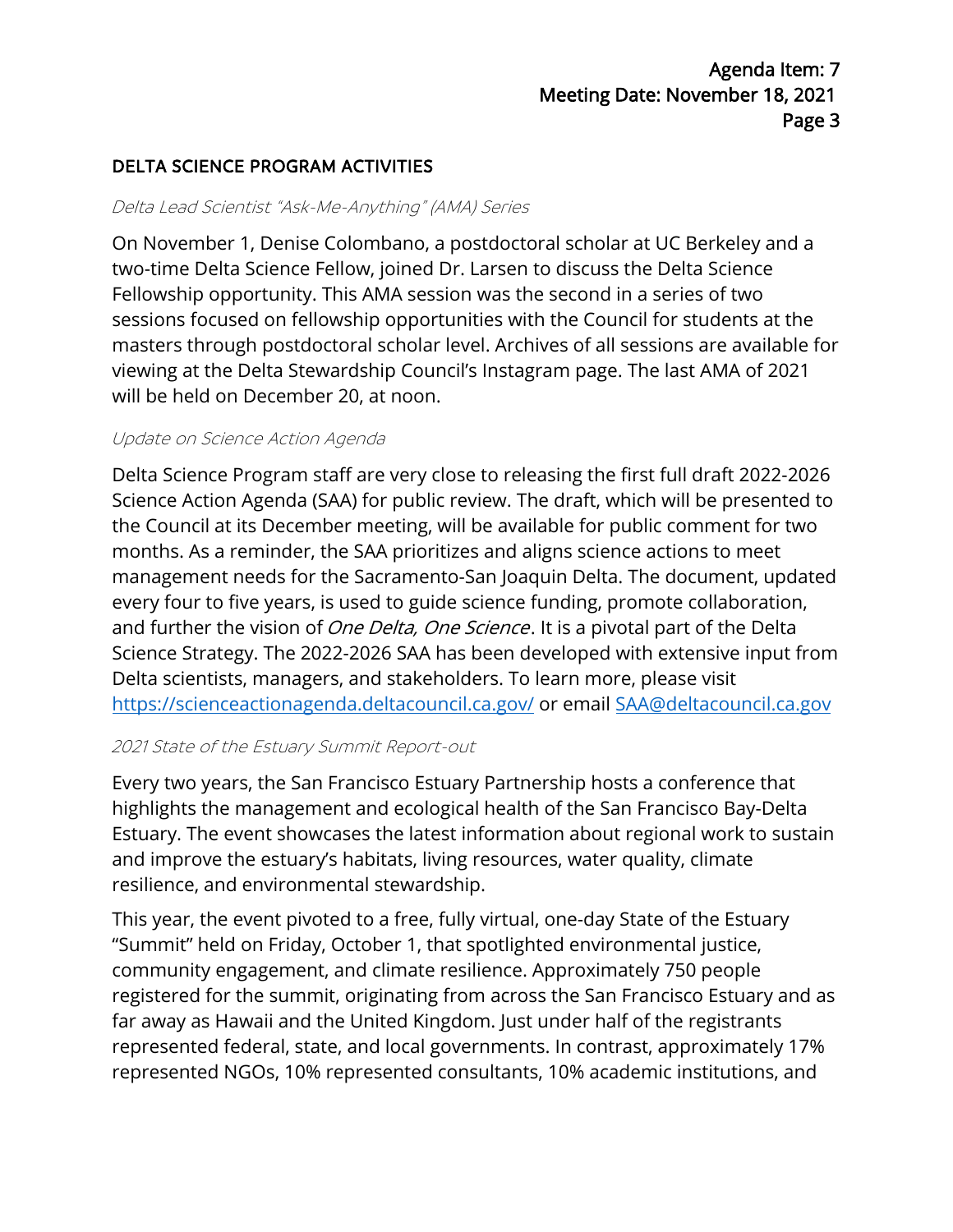## DELTA SCIENCE PROGRAM ACTIVITIES

*Delta Lead Scientist "Ask-Me-Anything" (AMA) Series*

On November 1, Denise Colombano, a postdoctoral scholar at UC Berkeley and a two-time Delta Science Fellow, joined Dr. Larsen to discuss the Delta Science Fellowship opportunity. This AMA session was the second in a series of two sessions focused on fellowship opportunities with the Council for students at the masters through postdoctoral scholar level. Archives of all sessions are available for viewing at the Delta Stewardship Council's Instagram page. The last AMA of 2021 will be held on December 20, at noon.

*Update on Science Action Agenda*

Delta Science Program staff are very close to releasing the first full draft 2022-2026 Science Action Agenda (SAA) for public review. The draft, which will be presented to the Council at its December meeting, will be available for public comment for two months. As a reminder, the SAA prioritizes and aligns science actions to meet management needs for the Sacramento-San Joaquin Delta. The document, updated every four to five years, is used to guide science funding, promote collaboration, and further the vision of *One Delta, One Science*. It is a pivotal part of the Delta Science Strategy. The 2022-2026 SAA has been developed with extensive input from Delta scientists, managers, and stakeholders. To learn more, please visit [https://scienceactionagenda.deltacouncil.ca.gov/](https://scienceactionagenda.deltacouncil.ca.gov/) or email [SAA@deltacouncil.ca.gov](mailto:SAA@deltacouncil.ca.gov)

*2021 State of the Estuary Summit Report-out*

Every two years, the San Francisco Estuary Partnership hosts a conference that highlights the management and ecological health of the San Francisco Bay-Delta Estuary. The event showcases the latest information about regional work to sustain and improve the estuary's habitats, living resources, water quality, climate resilience, and environmental stewardship.

This year, the event pivoted to a free, fully virtual, one-day State of the Estuary "Summit" held on Friday, October 1, that spotlighted environmental justice, community engagement, and climate resilience. Approximately 750 people registered for the summit, originating from across the San Francisco Estuary and as far away as Hawaii and the United Kingdom. Just under half of the registrants represented federal, state, and local governments. In contrast, approximately 17% represented NGOs, 10% represented consultants, 10% academic institutions, and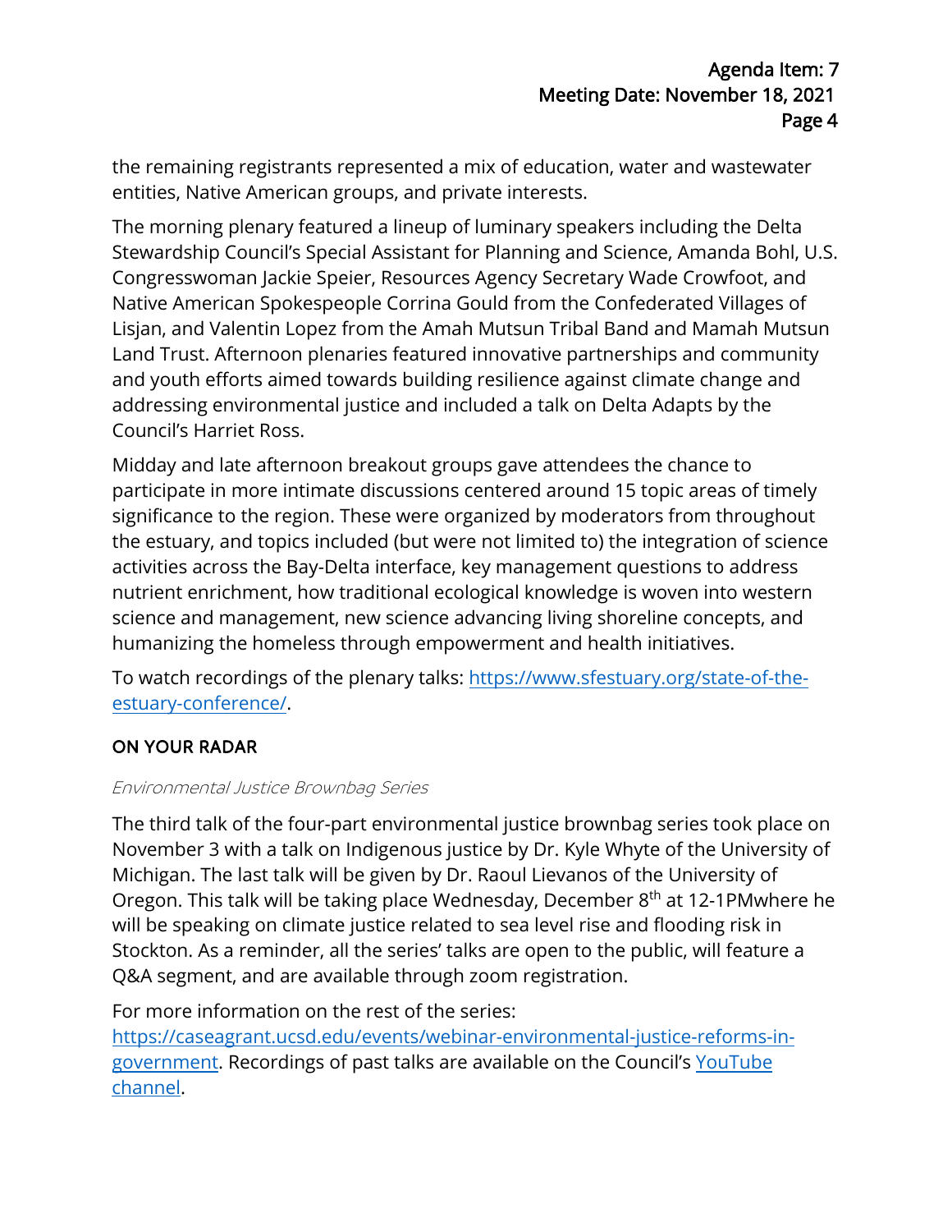the remaining registrants represented a mix of education, water and wastewater entities, Native American groups, and private interests.

The morning plenary featured a lineup of luminary speakers including the Delta Stewardship Council's Special Assistant for Planning and Science, Amanda Bohl, U.S. Congresswoman Jackie Speier, Resources Agency Secretary Wade Crowfoot, and Native American Spokespeople Corrina Gould from the Confederated Villages of Lisjan, and Valentin Lopez from the Amah Mutsun Tribal Band and Mamah Mutsun Land Trust. Afternoon plenaries featured innovative partnerships and community and youth efforts aimed towards building resilience against climate change and addressing environmental justice and included a talk on Delta Adapts by the Council's Harriet Ross.

Midday and late afternoon breakout groups gave attendees the chance to participate in more intimate discussions centered around 15 topic areas of timely significance to the region. These were organized by moderators from throughout the estuary, and topics included (but were not limited to) the integration of science activities across the Bay-Delta interface, key management questions to address nutrient enrichment, how traditional ecological knowledge is woven into western science and management, new science advancing living shoreline concepts, and humanizing the homeless through empowerment and health initiatives.

To watch recordings of the plenary talks: [https://www.sfestuary.org/state-of-the-estuary-conference/](https://www.sfestuary.org/state-of-the-estuary-conference/).

## ON YOUR RADAR

*Environmental Justice Brownbag Series*

The third talk of the four-part environmental justice brownbag series took place on November 3 with a talk on Indigenous justice by Dr. Kyle Whyte of the University of Michigan. The last talk will be given by Dr. Raoul Lievanos of the University of Oregon. This talk will be taking place Wednesday, December 8th at 12-1PMwhere he will be speaking on climate justice related to sea level rise and flooding risk in Stockton. As a reminder, all the series' talks are open to the public, will feature a Q&A segment, and are available through zoom registration.

For more information on the rest of the series: [https://caseagrant.ucsd.edu/events/webinar-environmental-justice-reforms-in-government](https://caseagrant.ucsd.edu/events/webinar-environmental-justice-reforms-in-government). Recordings of past talks are available on the Council's YouTube channel.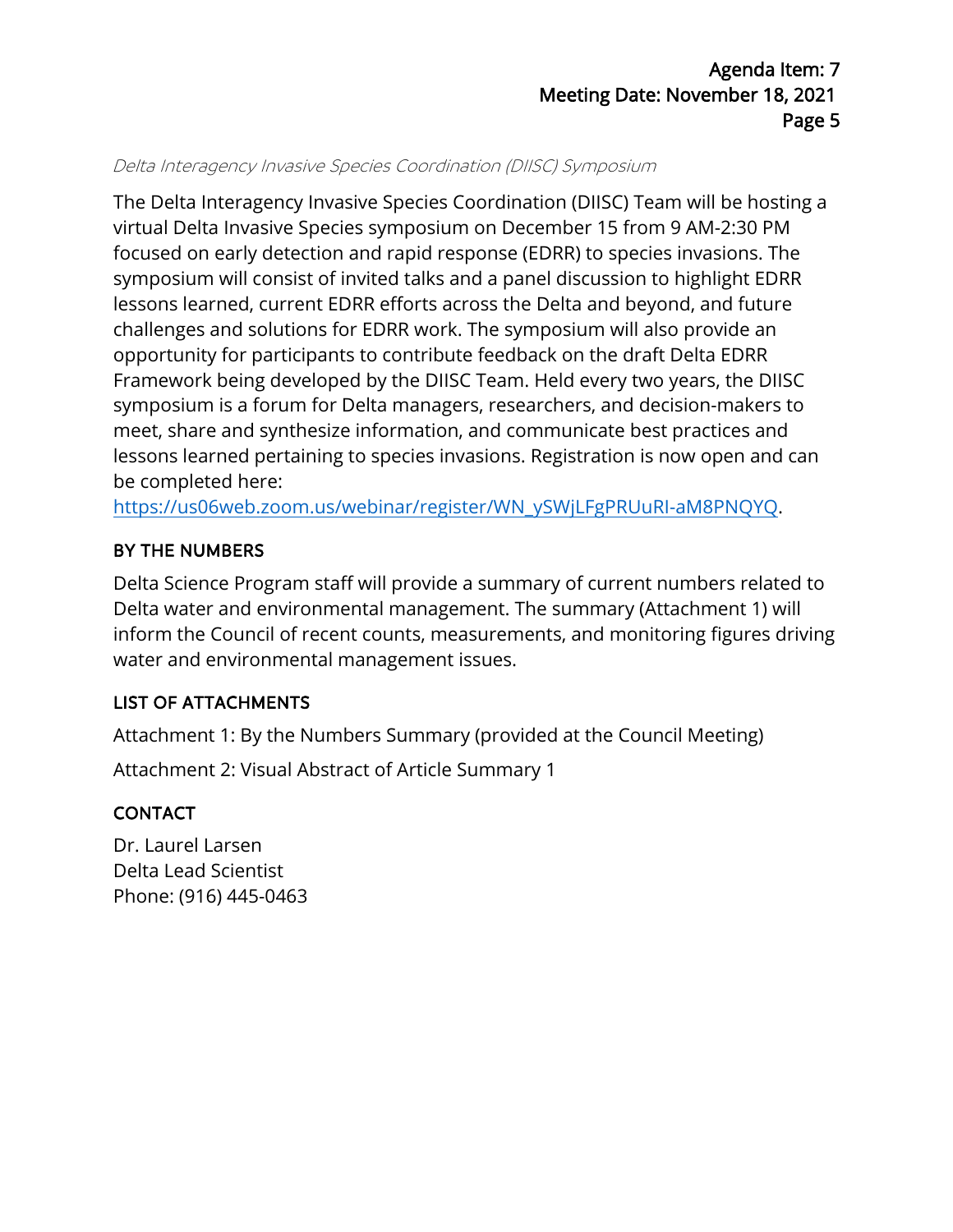*Delta Interagency Invasive Species Coordination (DIISC) Symposium*

The Delta Interagency Invasive Species Coordination (DIISC) Team will be hosting a virtual Delta Invasive Species symposium on December 15 from 9 AM-2:30 PM focused on early detection and rapid response (EDRR) to species invasions. The symposium will consist of invited talks and a panel discussion to highlight EDRR lessons learned, current EDRR efforts across the Delta and beyond, and future challenges and solutions for EDRR work. The symposium will also provide an opportunity for participants to contribute feedback on the draft Delta EDRR Framework being developed by the DIISC Team. Held every two years, the DIISC symposium is a forum for Delta managers, researchers, and decision-makers to meet, share and synthesize information, and communicate best practices and lessons learned pertaining to species invasions. Registration is now open and can be completed here: https://us06web.zoom.us/webinar/register/WN_ySWjLFgPRUuRI-aM8PNQYQ.

## BY THE NUMBERS

Delta Science Program staff will provide a summary of current numbers related to Delta water and environmental management. The summary (Attachment 1) will inform the Council of recent counts, measurements, and monitoring figures driving water and environmental management issues.

## LIST OF ATTACHMENTS

Attachment 1: By the Numbers Summary (provided at the Council Meeting)

Attachment 2: Visual Abstract of Article Summary 1

## CONTACT

Dr. Laurel Larsen
Delta Lead Scientist
Phone: (916) 445-0463